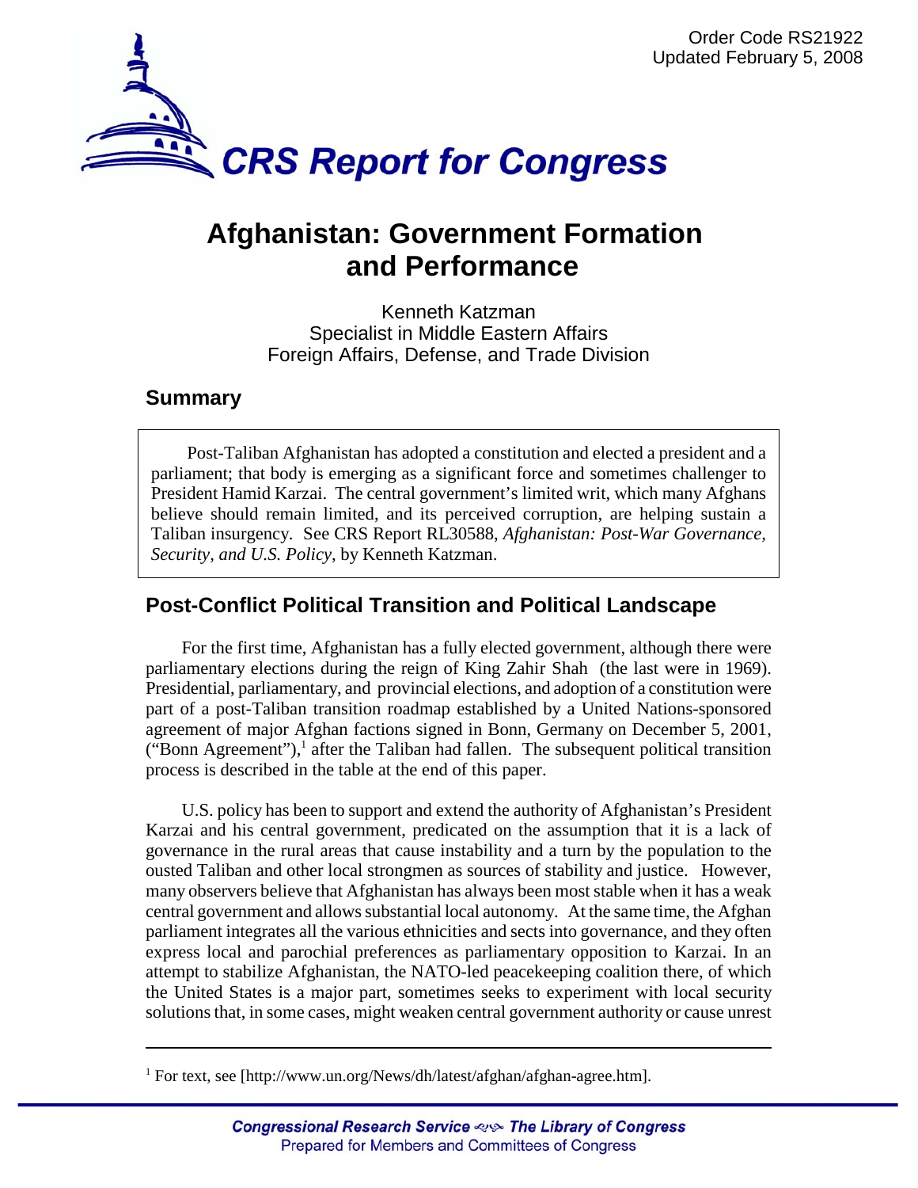Order Code RS21922
Updated February 5, 2008

# CRS Report for Congress

# Afghanistan: Government Formation and Performance

Kenneth Katzman
Specialist in Middle Eastern Affairs
Foreign Affairs, Defense, and Trade Division

## Summary

Post-Taliban Afghanistan has adopted a constitution and elected a president and a parliament; that body is emerging as a significant force and sometimes challenger to President Hamid Karzai. The central government's limited writ, which many Afghans believe should remain limited, and its perceived corruption, are helping sustain a Taliban insurgency. See CRS Report RL30588, *Afghanistan: Post-War Governance, Security, and U.S. Policy*, by Kenneth Katzman.

## Post-Conflict Political Transition and Political Landscape

For the first time, Afghanistan has a fully elected government, although there were parliamentary elections during the reign of King Zahir Shah (the last were in 1969). Presidential, parliamentary, and provincial elections, and adoption of a constitution were part of a post-Taliban transition roadmap established by a United Nations-sponsored agreement of major Afghan factions signed in Bonn, Germany on December 5, 2001, ("Bonn Agreement"),[1] after the Taliban had fallen. The subsequent political transition process is described in the table at the end of this paper.

U.S. policy has been to support and extend the authority of Afghanistan's President Karzai and his central government, predicated on the assumption that it is a lack of governance in the rural areas that cause instability and a turn by the population to the ousted Taliban and other local strongmen as sources of stability and justice. However, many observers believe that Afghanistan has always been most stable when it has a weak central government and allows substantial local autonomy. At the same time, the Afghan parliament integrates all the various ethnicities and sects into governance, and they often express local and parochial preferences as parliamentary opposition to Karzai. In an attempt to stabilize Afghanistan, the NATO-led peacekeeping coalition there, of which the United States is a major part, sometimes seeks to experiment with local security solutions that, in some cases, might weaken central government authority or cause unrest

[1] For text, see [http://www.un.org/News/dh/latest/afghan/afghan-agree.htm].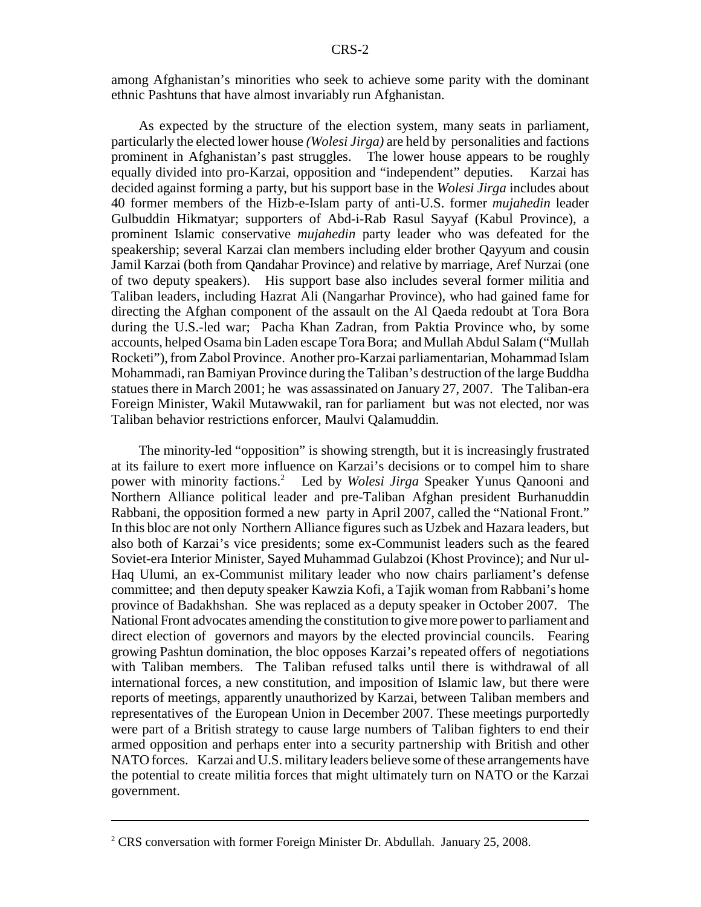among Afghanistan's minorities who seek to achieve some parity with the dominant ethnic Pashtuns that have almost invariably run Afghanistan.

As expected by the structure of the election system, many seats in parliament, particularly the elected lower house *(Wolesi Jirga)* are held by personalities and factions prominent in Afghanistan's past struggles. The lower house appears to be roughly equally divided into pro-Karzai, opposition and "independent" deputies. Karzai has decided against forming a party, but his support base in the *Wolesi Jirga* includes about 40 former members of the Hizb-e-Islam party of anti-U.S. former *mujahedin* leader Gulbuddin Hikmatyar; supporters of Abd-i-Rab Rasul Sayyaf (Kabul Province), a prominent Islamic conservative *mujahedin* party leader who was defeated for the speakership; several Karzai clan members including elder brother Qayyum and cousin Jamil Karzai (both from Qandahar Province) and relative by marriage, Aref Nurzai (one of two deputy speakers). His support base also includes several former militia and Taliban leaders, including Hazrat Ali (Nangarhar Province), who had gained fame for directing the Afghan component of the assault on the Al Qaeda redoubt at Tora Bora during the U.S.-led war; Pacha Khan Zadran, from Paktia Province who, by some accounts, helped Osama bin Laden escape Tora Bora; and Mullah Abdul Salam ("Mullah Rocketi"), from Zabol Province. Another pro-Karzai parliamentarian, Mohammad Islam Mohammadi, ran Bamiyan Province during the Taliban's destruction of the large Buddha statues there in March 2001; he was assassinated on January 27, 2007. The Taliban-era Foreign Minister, Wakil Mutawwakil, ran for parliament but was not elected, nor was Taliban behavior restrictions enforcer, Maulvi Qalamuddin.

The minority-led "opposition" is showing strength, but it is increasingly frustrated at its failure to exert more influence on Karzai's decisions or to compel him to share power with minority factions.[2] Led by *Wolesi Jirga* Speaker Yunus Qanooni and Northern Alliance political leader and pre-Taliban Afghan president Burhanuddin Rabbani, the opposition formed a new party in April 2007, called the "National Front." In this bloc are not only Northern Alliance figures such as Uzbek and Hazara leaders, but also both of Karzai's vice presidents; some ex-Communist leaders such as the feared Soviet-era Interior Minister, Sayed Muhammad Gulabzoi (Khost Province); and Nur ul-Haq Ulumi, an ex-Communist military leader who now chairs parliament's defense committee; and then deputy speaker Kawzia Kofi, a Tajik woman from Rabbani's home province of Badakhshan. She was replaced as a deputy speaker in October 2007. The National Front advocates amending the constitution to give more power to parliament and direct election of governors and mayors by the elected provincial councils. Fearing growing Pashtun domination, the bloc opposes Karzai's repeated offers of negotiations with Taliban members. The Taliban refused talks until there is withdrawal of all international forces, a new constitution, and imposition of Islamic law, but there were reports of meetings, apparently unauthorized by Karzai, between Taliban members and representatives of the European Union in December 2007. These meetings purportedly were part of a British strategy to cause large numbers of Taliban fighters to end their armed opposition and perhaps enter into a security partnership with British and other NATO forces. Karzai and U.S. military leaders believe some of these arrangements have the potential to create militia forces that might ultimately turn on NATO or the Karzai government.

---

[2] CRS conversation with former Foreign Minister Dr. Abdullah. January 25, 2008.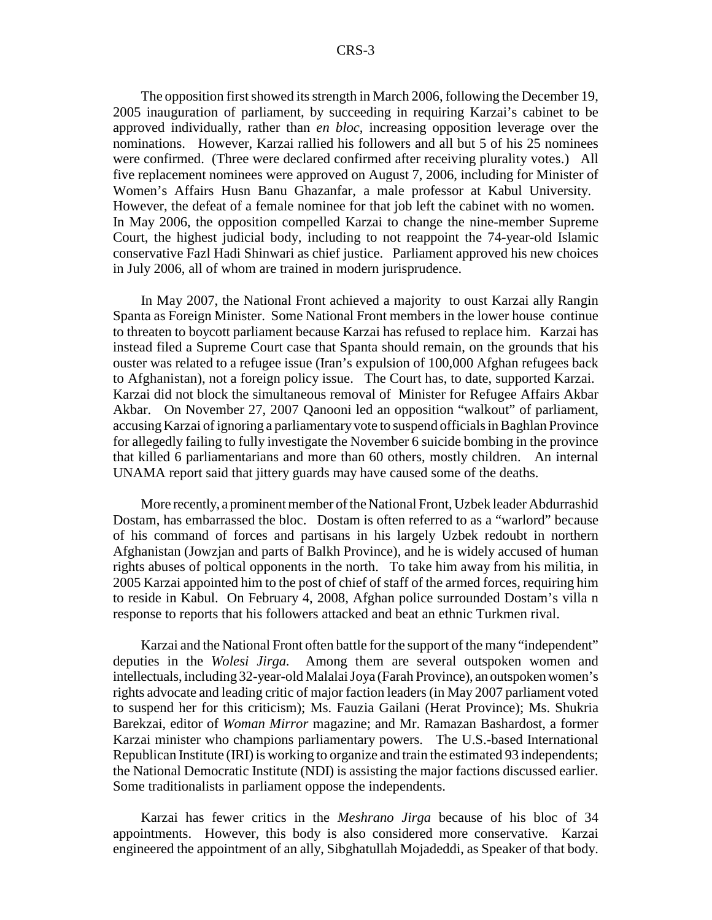The opposition first showed its strength in March 2006, following the December 19, 2005 inauguration of parliament, by succeeding in requiring Karzai's cabinet to be approved individually, rather than *en bloc*, increasing opposition leverage over the nominations. However, Karzai rallied his followers and all but 5 of his 25 nominees were confirmed. (Three were declared confirmed after receiving plurality votes.) All five replacement nominees were approved on August 7, 2006, including for Minister of Women's Affairs Husn Banu Ghazanfar, a male professor at Kabul University. However, the defeat of a female nominee for that job left the cabinet with no women. In May 2006, the opposition compelled Karzai to change the nine-member Supreme Court, the highest judicial body, including to not reappoint the 74-year-old Islamic conservative Fazl Hadi Shinwari as chief justice. Parliament approved his new choices in July 2006, all of whom are trained in modern jurisprudence.

In May 2007, the National Front achieved a majority to oust Karzai ally Rangin Spanta as Foreign Minister. Some National Front members in the lower house continue to threaten to boycott parliament because Karzai has refused to replace him. Karzai has instead filed a Supreme Court case that Spanta should remain, on the grounds that his ouster was related to a refugee issue (Iran's expulsion of 100,000 Afghan refugees back to Afghanistan), not a foreign policy issue. The Court has, to date, supported Karzai. Karzai did not block the simultaneous removal of Minister for Refugee Affairs Akbar Akbar. On November 27, 2007 Qanooni led an opposition "walkout" of parliament, accusing Karzai of ignoring a parliamentary vote to suspend officials in Baghlan Province for allegedly failing to fully investigate the November 6 suicide bombing in the province that killed 6 parliamentarians and more than 60 others, mostly children. An internal UNAMA report said that jittery guards may have caused some of the deaths.

More recently, a prominent member of the National Front, Uzbek leader Abdurrashid Dostam, has embarrassed the bloc. Dostam is often referred to as a "warlord" because of his command of forces and partisans in his largely Uzbek redoubt in northern Afghanistan (Jowzjan and parts of Balkh Province), and he is widely accused of human rights abuses of poltical opponents in the north. To take him away from his militia, in 2005 Karzai appointed him to the post of chief of staff of the armed forces, requiring him to reside in Kabul. On February 4, 2008, Afghan police surrounded Dostam's villa n response to reports that his followers attacked and beat an ethnic Turkmen rival.

Karzai and the National Front often battle for the support of the many "independent" deputies in the *Wolesi Jirga.* Among them are several outspoken women and intellectuals, including 32-year-old Malalai Joya (Farah Province), an outspoken women's rights advocate and leading critic of major faction leaders (in May 2007 parliament voted to suspend her for this criticism); Ms. Fauzia Gailani (Herat Province); Ms. Shukria Barekzai, editor of *Woman Mirror* magazine; and Mr. Ramazan Bashardost, a former Karzai minister who champions parliamentary powers. The U.S.-based International Republican Institute (IRI) is working to organize and train the estimated 93 independents; the National Democratic Institute (NDI) is assisting the major factions discussed earlier. Some traditionalists in parliament oppose the independents.

Karzai has fewer critics in the *Meshrano Jirga* because of his bloc of 34 appointments. However, this body is also considered more conservative. Karzai engineered the appointment of an ally, Sibghatullah Mojadeddi, as Speaker of that body.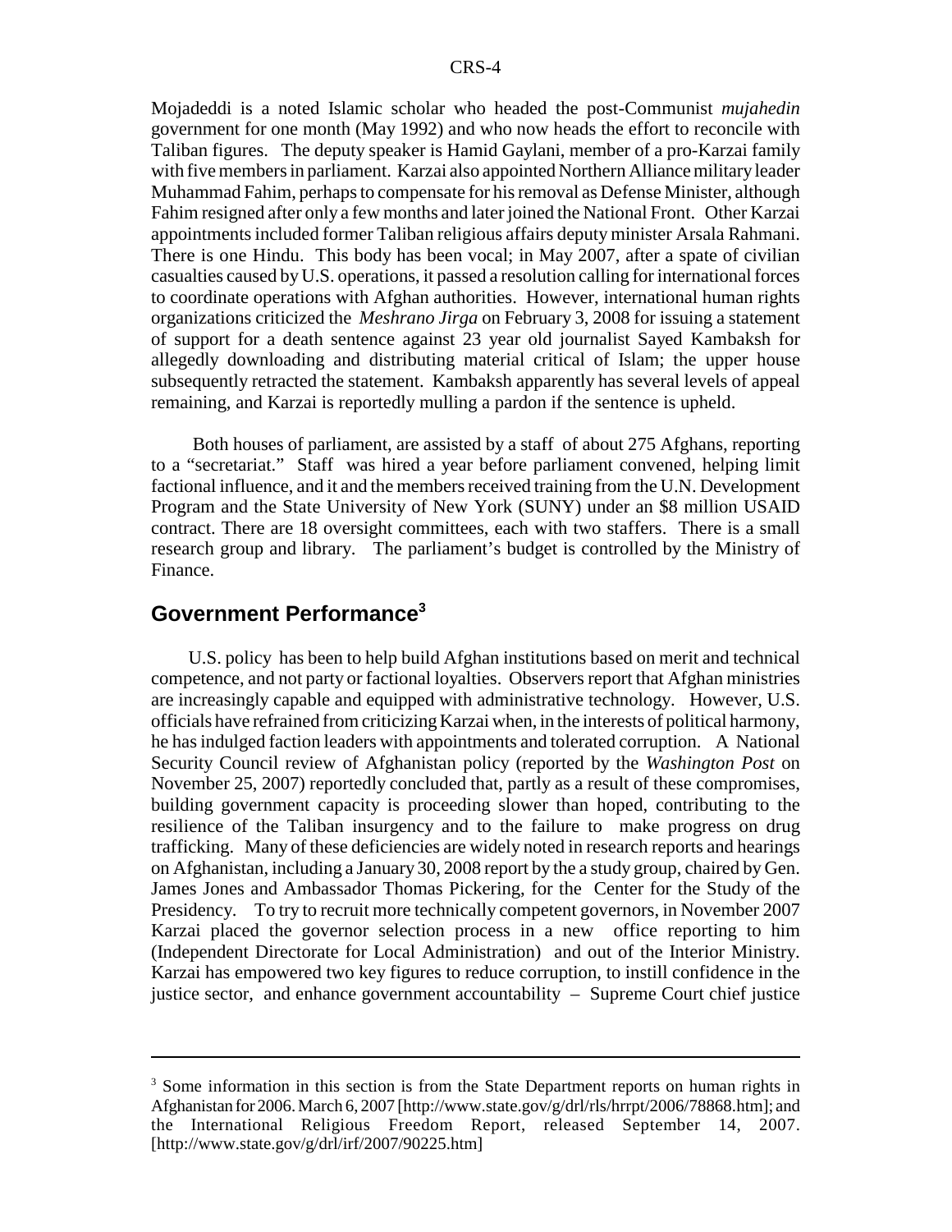Mojadeddi is a noted Islamic scholar who headed the post-Communist *mujahedin* government for one month (May 1992) and who now heads the effort to reconcile with Taliban figures. The deputy speaker is Hamid Gaylani, member of a pro-Karzai family with five members in parliament. Karzai also appointed Northern Alliance military leader Muhammad Fahim, perhaps to compensate for his removal as Defense Minister, although Fahim resigned after only a few months and later joined the National Front. Other Karzai appointments included former Taliban religious affairs deputy minister Arsala Rahmani. There is one Hindu. This body has been vocal; in May 2007, after a spate of civilian casualties caused by U.S. operations, it passed a resolution calling for international forces to coordinate operations with Afghan authorities. However, international human rights organizations criticized the *Meshrano Jirga* on February 3, 2008 for issuing a statement of support for a death sentence against 23 year old journalist Sayed Kambaksh for allegedly downloading and distributing material critical of Islam; the upper house subsequently retracted the statement. Kambaksh apparently has several levels of appeal remaining, and Karzai is reportedly mulling a pardon if the sentence is upheld.

Both houses of parliament, are assisted by a staff of about 275 Afghans, reporting to a "secretariat." Staff was hired a year before parliament convened, helping limit factional influence, and it and the members received training from the U.N. Development Program and the State University of New York (SUNY) under an $8 million USAID contract. There are 18 oversight committees, each with two staffers. There is a small research group and library. The parliament's budget is controlled by the Ministry of Finance.

## Government Performance[3]

U.S. policy has been to help build Afghan institutions based on merit and technical competence, and not party or factional loyalties. Observers report that Afghan ministries are increasingly capable and equipped with administrative technology. However, U.S. officials have refrained from criticizing Karzai when, in the interests of political harmony, he has indulged faction leaders with appointments and tolerated corruption. A National Security Council review of Afghanistan policy (reported by the *Washington Post* on November 25, 2007) reportedly concluded that, partly as a result of these compromises, building government capacity is proceeding slower than hoped, contributing to the resilience of the Taliban insurgency and to the failure to make progress on drug trafficking. Many of these deficiencies are widely noted in research reports and hearings on Afghanistan, including a January 30, 2008 report by the a study group, chaired by Gen. James Jones and Ambassador Thomas Pickering, for the Center for the Study of the Presidency. To try to recruit more technically competent governors, in November 2007 Karzai placed the governor selection process in a new office reporting to him (Independent Directorate for Local Administration) and out of the Interior Ministry. Karzai has empowered two key figures to reduce corruption, to instill confidence in the justice sector, and enhance government accountability – Supreme Court chief justice

---

[3] Some information in this section is from the State Department reports on human rights in Afghanistan for 2006. March 6, 2007 [http://www.state.gov/g/drl/rls/hrrpt/2006/78868.htm]; and the International Religious Freedom Report, released September 14, 2007. [http://www.state.gov/g/drl/irf/2007/90225.htm]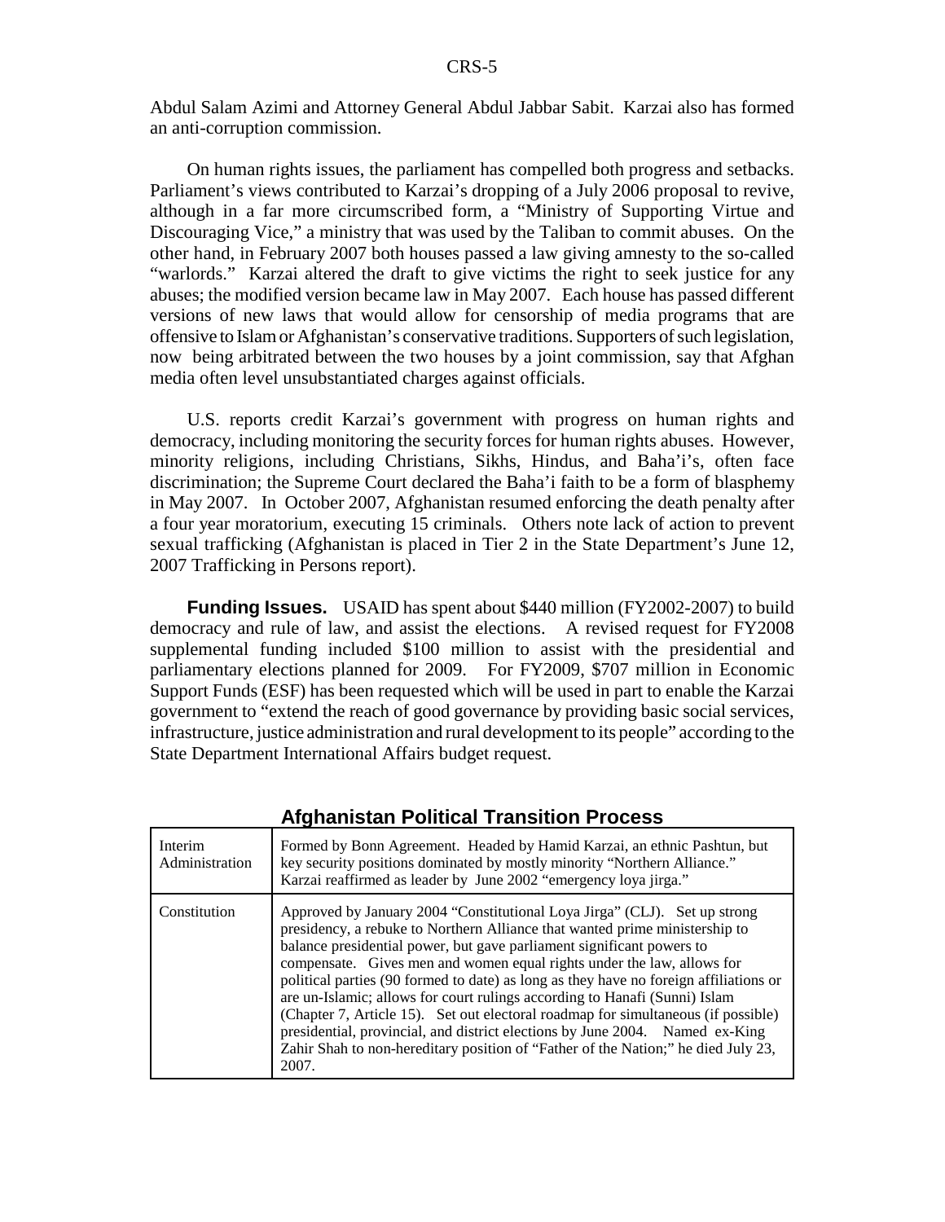Abdul Salam Azimi and Attorney General Abdul Jabbar Sabit. Karzai also has formed an anti-corruption commission.

On human rights issues, the parliament has compelled both progress and setbacks. Parliament's views contributed to Karzai's dropping of a July 2006 proposal to revive, although in a far more circumscribed form, a "Ministry of Supporting Virtue and Discouraging Vice," a ministry that was used by the Taliban to commit abuses. On the other hand, in February 2007 both houses passed a law giving amnesty to the so-called "warlords." Karzai altered the draft to give victims the right to seek justice for any abuses; the modified version became law in May 2007. Each house has passed different versions of new laws that would allow for censorship of media programs that are offensive to Islam or Afghanistan's conservative traditions. Supporters of such legislation, now being arbitrated between the two houses by a joint commission, say that Afghan media often level unsubstantiated charges against officials.

U.S. reports credit Karzai's government with progress on human rights and democracy, including monitoring the security forces for human rights abuses. However, minority religions, including Christians, Sikhs, Hindus, and Baha'i's, often face discrimination; the Supreme Court declared the Baha'i faith to be a form of blasphemy in May 2007. In October 2007, Afghanistan resumed enforcing the death penalty after a four year moratorium, executing 15 criminals. Others note lack of action to prevent sexual trafficking (Afghanistan is placed in Tier 2 in the State Department's June 12, 2007 Trafficking in Persons report).

**Funding Issues.** USAID has spent about $440 million (FY2002-2007) to build democracy and rule of law, and assist the elections. A revised request for FY2008 supplemental funding included $100 million to assist with the presidential and parliamentary elections planned for 2009. For FY2009, $707 million in Economic Support Funds (ESF) has been requested which will be used in part to enable the Karzai government to "extend the reach of good governance by providing basic social services, infrastructure, justice administration and rural development to its people" according to the State Department International Affairs budget request.

**Afghanistan Political Transition Process**

| | |
|---|---|
| Interim Administration | Formed by Bonn Agreement. Headed by Hamid Karzai, an ethnic Pashtun, but key security positions dominated by mostly minority "Northern Alliance." Karzai reaffirmed as leader by June 2002 "emergency loya jirga." |
| Constitution | Approved by January 2004 "Constitutional Loya Jirga" (CLJ). Set up strong presidency, a rebuke to Northern Alliance that wanted prime ministership to balance presidential power, but gave parliament significant powers to compensate. Gives men and women equal rights under the law, allows for political parties (90 formed to date) as long as they have no foreign affiliations or are un-Islamic; allows for court rulings according to Hanafi (Sunni) Islam (Chapter 7, Article 15). Set out electoral roadmap for simultaneous (if possible) presidential, provincial, and district elections by June 2004. Named ex-King Zahir Shah to non-hereditary position of "Father of the Nation;" he died July 23, 2007. |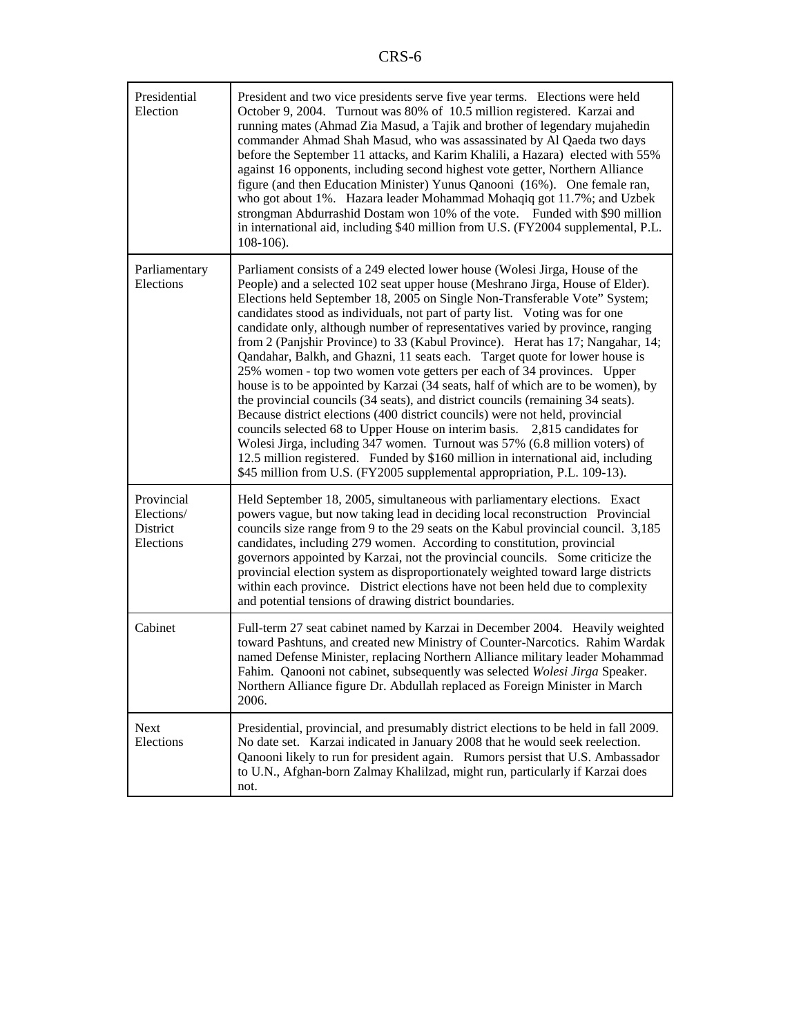| | |
|---|---|
| Presidential Election | President and two vice presidents serve five year terms. Elections were held October 9, 2004. Turnout was 80% of 10.5 million registered. Karzai and running mates (Ahmad Zia Masud, a Tajik and brother of legendary mujahedin commander Ahmad Shah Masud, who was assassinated by Al Qaeda two days before the September 11 attacks, and Karim Khalili, a Hazara) elected with 55% against 16 opponents, including second highest vote getter, Northern Alliance figure (and then Education Minister) Yunus Qanooni (16%). One female ran, who got about 1%. Hazara leader Mohammad Mohaqiq got 11.7%; and Uzbek strongman Abdurrashid Dostam won 10% of the vote. Funded with $90 million in international aid, including $40 million from U.S. (FY2004 supplemental, P.L. 108-106). |
| Parliamentary Elections | Parliament consists of a 249 elected lower house (Wolesi Jirga, House of the People) and a selected 102 seat upper house (Meshrano Jirga, House of Elder). Elections held September 18, 2005 on Single Non-Transferable Vote" System; candidates stood as individuals, not part of party list. Voting was for one candidate only, although number of representatives varied by province, ranging from 2 (Panjshir Province) to 33 (Kabul Province). Herat has 17; Nangahar, 14; Qandahar, Balkh, and Ghazni, 11 seats each. Target quote for lower house is 25% women - top two women vote getters per each of 34 provinces. Upper house is to be appointed by Karzai (34 seats, half of which are to be women), by the provincial councils (34 seats), and district councils (remaining 34 seats). Because district elections (400 district councils) were not held, provincial councils selected 68 to Upper House on interim basis. 2,815 candidates for Wolesi Jirga, including 347 women. Turnout was 57% (6.8 million voters) of 12.5 million registered. Funded by $160 million in international aid, including $45 million from U.S. (FY2005 supplemental appropriation, P.L. 109-13). |
| Provincial Elections/ District Elections | Held September 18, 2005, simultaneous with parliamentary elections. Exact powers vague, but now taking lead in deciding local reconstruction Provincial councils size range from 9 to the 29 seats on the Kabul provincial council. 3,185 candidates, including 279 women. According to constitution, provincial governors appointed by Karzai, not the provincial councils. Some criticize the provincial election system as disproportionately weighted toward large districts within each province. District elections have not been held due to complexity and potential tensions of drawing district boundaries. |
| Cabinet | Full-term 27 seat cabinet named by Karzai in December 2004. Heavily weighted toward Pashtuns, and created new Ministry of Counter-Narcotics. Rahim Wardak named Defense Minister, replacing Northern Alliance military leader Mohammad Fahim. Qanooni not cabinet, subsequently was selected *Wolesi Jirga* Speaker. Northern Alliance figure Dr. Abdullah replaced as Foreign Minister in March 2006. |
| Next Elections | Presidential, provincial, and presumably district elections to be held in fall 2009. No date set. Karzai indicated in January 2008 that he would seek reelection. Qanooni likely to run for president again. Rumors persist that U.S. Ambassador to U.N., Afghan-born Zalmay Khalilzad, might run, particularly if Karzai does not. |